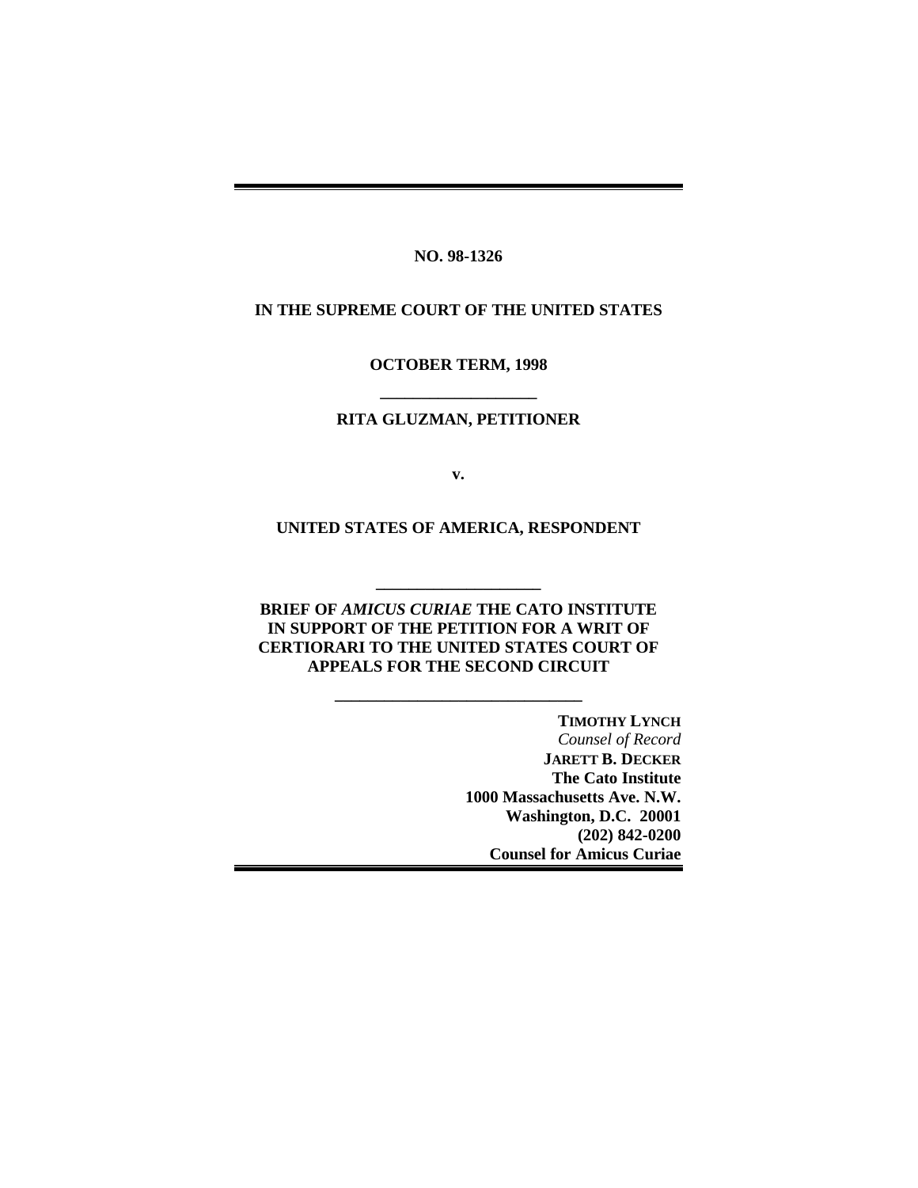**NO. 98-1326**

**IN THE SUPREME COURT OF THE UNITED STATES**

**OCTOBER TERM, 1998**

---

**RITA GLUZMAN, PETITIONER**

**v.**

**UNITED STATES OF AMERICA, RESPONDENT**

---

**BRIEF OF *AMICUS CURIAE* THE CATO INSTITUTE IN SUPPORT OF THE PETITION FOR A WRIT OF CERTIORARI TO THE UNITED STATES COURT OF APPEALS FOR THE SECOND CIRCUIT**

---

**TIMOTHY LYNCH**
*Counsel of Record*
**JARETT B. DECKER**
**The Cato Institute**
**1000 Massachusetts Ave. N.W.**
**Washington, D.C. 20001**
**(202) 842-0200**
**Counsel for Amicus Curiae**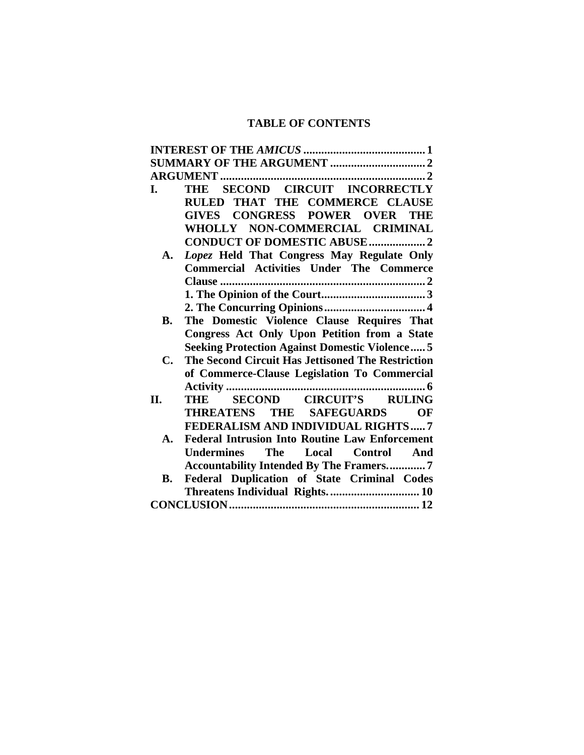## TABLE OF CONTENTS

**INTEREST OF THE *AMICUS*** .......................................... 1

**SUMMARY OF THE ARGUMENT** ................................ 2

**ARGUMENT** .................................................................... 2

**I. THE SECOND CIRCUIT INCORRECTLY RULED THAT THE COMMERCE CLAUSE GIVES CONGRESS POWER OVER THE WHOLLY NON-COMMERCIAL CRIMINAL CONDUCT OF DOMESTIC ABUSE** ................... 2

- **A. *Lopez* Held That Congress May Regulate Only Commercial Activities Under The Commerce Clause** ..................................................................... 2
  - **1. The Opinion of the Court** .................................... 3
  - **2. The Concurring Opinions** .................................. 4
- **B. The Domestic Violence Clause Requires That Congress Act Only Upon Petition from a State Seeking Protection Against Domestic Violence** ..... 5
- **C. The Second Circuit Has Jettisoned The Restriction of Commerce-Clause Legislation To Commercial Activity** .................................................................. 6

**II. THE SECOND CIRCUIT'S RULING THREATENS THE SAFEGUARDS OF FEDERALISM AND INDIVIDUAL RIGHTS** ..... 7

- **A. Federal Intrusion Into Routine Law Enforcement Undermines The Local Control And Accountability Intended By The Framers.** ............ 7
- **B. Federal Duplication of State Criminal Codes Threatens Individual Rights.** .............................. 10

**CONCLUSION** ................................................................ 12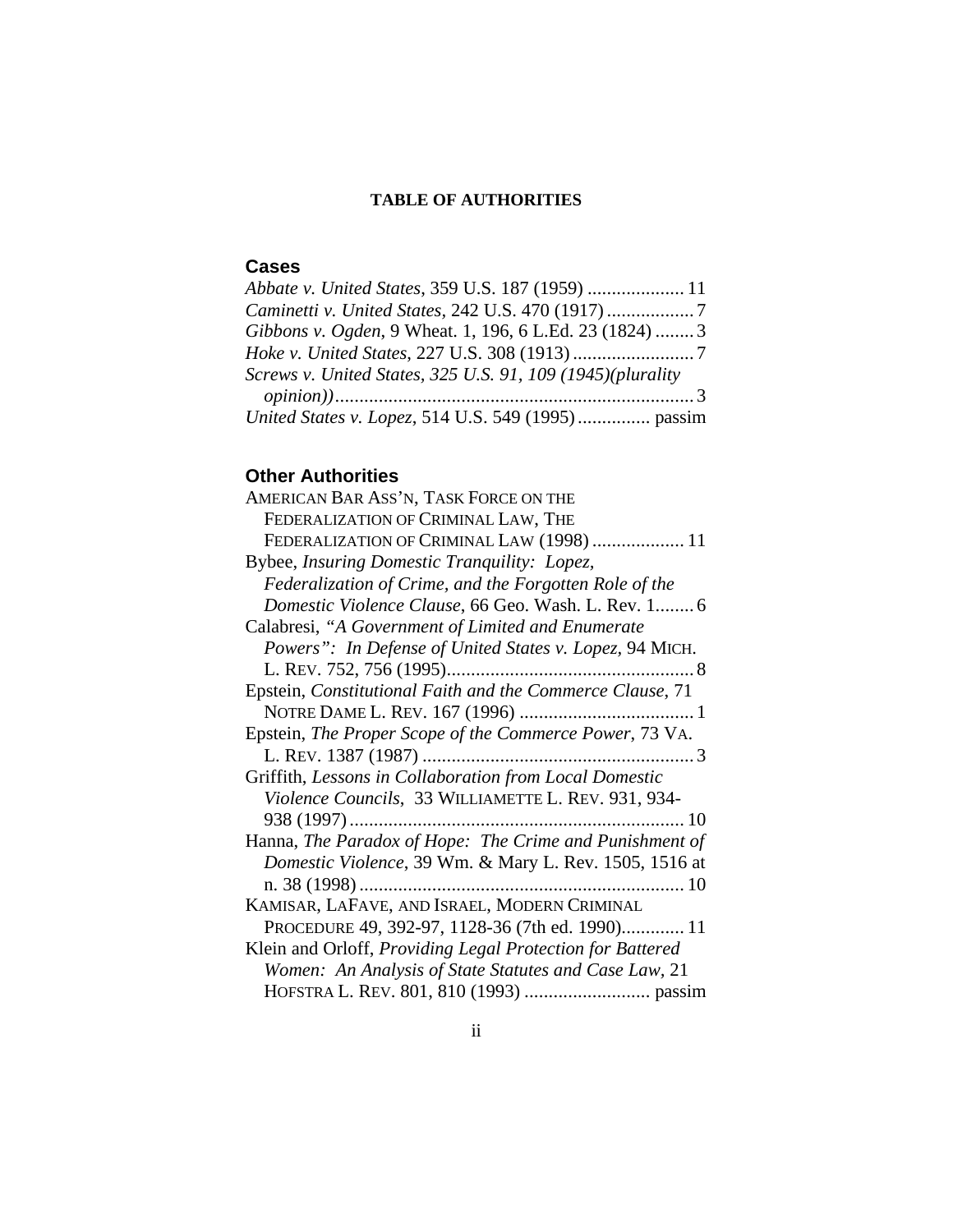**TABLE OF AUTHORITIES**

## Cases

*Abbate v. United States*, 359 U.S. 187 (1959) .................... 11

*Caminetti v. United States*, 242 U.S. 470 (1917) .................. 7

*Gibbons v. Ogden*, 9 Wheat. 1, 196, 6 L.Ed. 23 (1824) ........ 3

*Hoke v. United States*, 227 U.S. 308 (1913) ......................... 7

*Screws v. United States, 325 U.S. 91, 109 (1945)(plurality opinion))* .......................................................................... 3

*United States v. Lopez*, 514 U.S. 549 (1995) ............... passim

## Other Authorities

AMERICAN BAR ASS'N, TASK FORCE ON THE FEDERALIZATION OF CRIMINAL LAW, THE FEDERALIZATION OF CRIMINAL LAW (1998) ................... 11

Bybee, *Insuring Domestic Tranquility: Lopez, Federalization of Crime, and the Forgotten Role of the Domestic Violence Clause*, 66 Geo. Wash. L. Rev. 1........ 6

Calabresi, *"A Government of Limited and Enumerate Powers": In Defense of United States v. Lopez*, 94 MICH. L. REV. 752, 756 (1995)................................................... 8

Epstein, *Constitutional Faith and the Commerce Clause*, 71 NOTRE DAME L. REV. 167 (1996) .................................... 1

Epstein, *The Proper Scope of the Commerce Power*, 73 VA. L. REV. 1387 (1987) ........................................................ 3

Griffith, *Lessons in Collaboration from Local Domestic Violence Councils*, 33 WILLIAMETTE L. REV. 931, 934-938 (1997) ..................................................................... 10

Hanna, *The Paradox of Hope: The Crime and Punishment of Domestic Violence*, 39 Wm. & Mary L. Rev. 1505, 1516 at n. 38 (1998) ................................................................... 10

KAMISAR, LAFAVE, AND ISRAEL, MODERN CRIMINAL PROCEDURE 49, 392-97, 1128-36 (7th ed. 1990)............. 11

Klein and Orloff, *Providing Legal Protection for Battered Women: An Analysis of State Statutes and Case Law*, 21 HOFSTRA L. REV. 801, 810 (1993) .......................... passim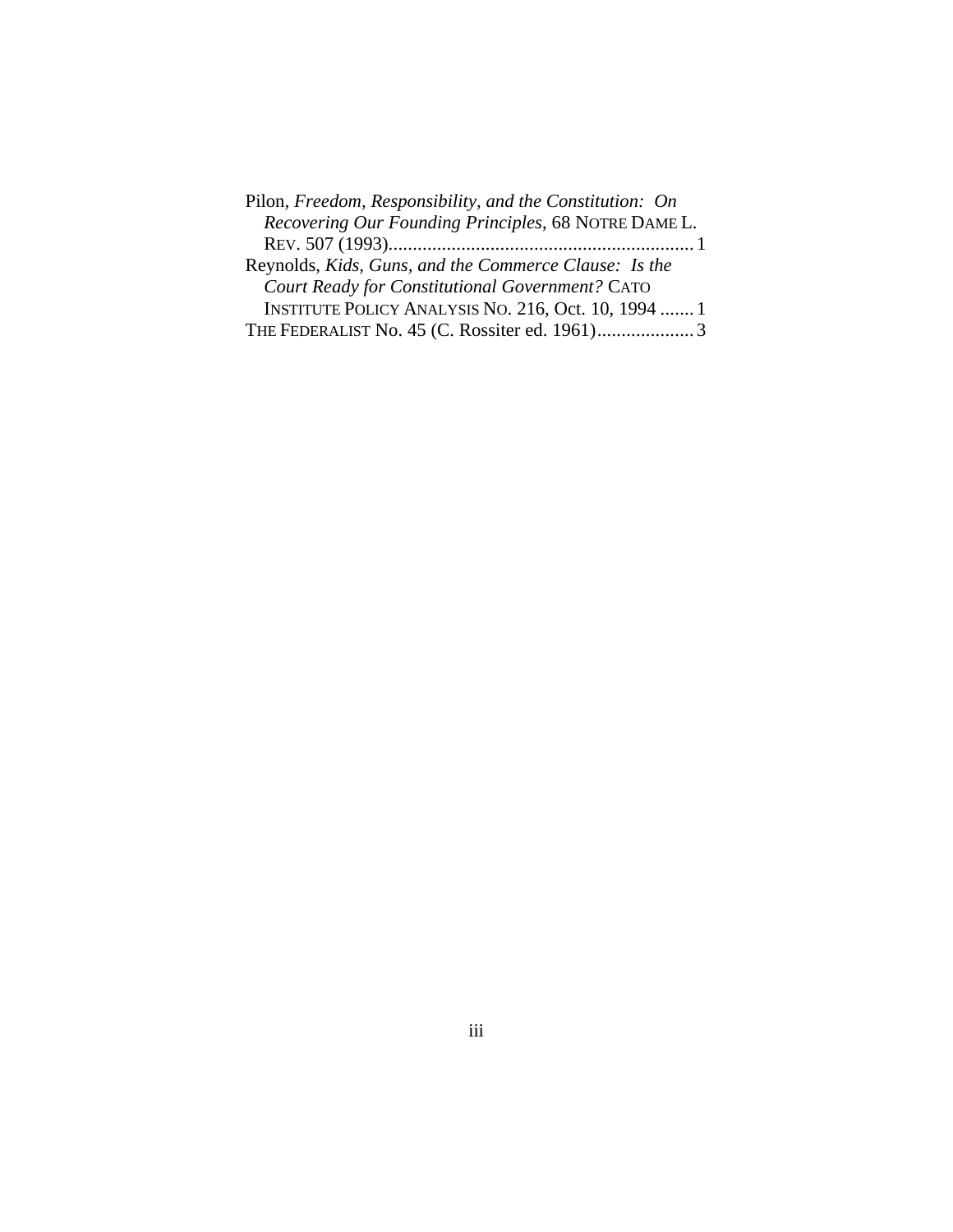Pilon, *Freedom, Responsibility, and the Constitution: On Recovering Our Founding Principles*, 68 NOTRE DAME L. REV. 507 (1993)............................................................... 1

Reynolds, *Kids, Guns, and the Commerce Clause: Is the Court Ready for Constitutional Government?* CATO INSTITUTE POLICY ANALYSIS NO. 216, Oct. 10, 1994 ....... 1

THE FEDERALIST No. 45 (C. Rossiter ed. 1961).................... 3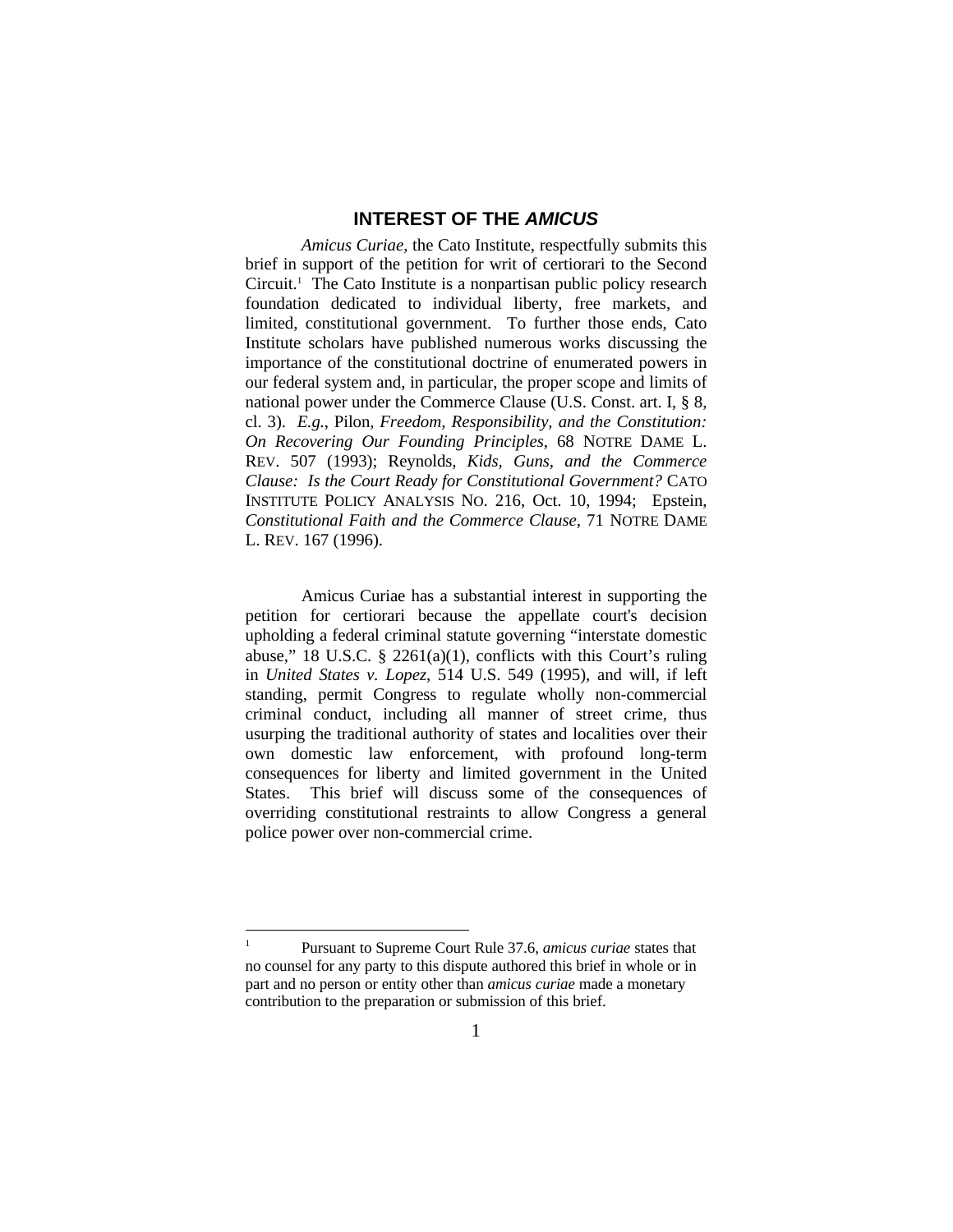## INTEREST OF THE *AMICUS*

*Amicus Curiae*, the Cato Institute, respectfully submits this brief in support of the petition for writ of certiorari to the Second Circuit.[1] The Cato Institute is a nonpartisan public policy research foundation dedicated to individual liberty, free markets, and limited, constitutional government. To further those ends, Cato Institute scholars have published numerous works discussing the importance of the constitutional doctrine of enumerated powers in our federal system and, in particular, the proper scope and limits of national power under the Commerce Clause (U.S. Const. art. I, § 8, cl. 3). *E.g.*, Pilon, *Freedom, Responsibility, and the Constitution: On Recovering Our Founding Principles*, 68 NOTRE DAME L. REV. 507 (1993); Reynolds, *Kids, Guns, and the Commerce Clause: Is the Court Ready for Constitutional Government?* CATO INSTITUTE POLICY ANALYSIS NO. 216, Oct. 10, 1994; Epstein, *Constitutional Faith and the Commerce Clause*, 71 NOTRE DAME L. REV. 167 (1996).

Amicus Curiae has a substantial interest in supporting the petition for certiorari because the appellate court's decision upholding a federal criminal statute governing "interstate domestic abuse," 18 U.S.C. § 2261(a)(1), conflicts with this Court's ruling in *United States v. Lopez*, 514 U.S. 549 (1995), and will, if left standing, permit Congress to regulate wholly non-commercial criminal conduct, including all manner of street crime, thus usurping the traditional authority of states and localities over their own domestic law enforcement, with profound long-term consequences for liberty and limited government in the United States. This brief will discuss some of the consequences of overriding constitutional restraints to allow Congress a general police power over non-commercial crime.

---

[1] Pursuant to Supreme Court Rule 37.6, *amicus curiae* states that no counsel for any party to this dispute authored this brief in whole or in part and no person or entity other than *amicus curiae* made a monetary contribution to the preparation or submission of this brief.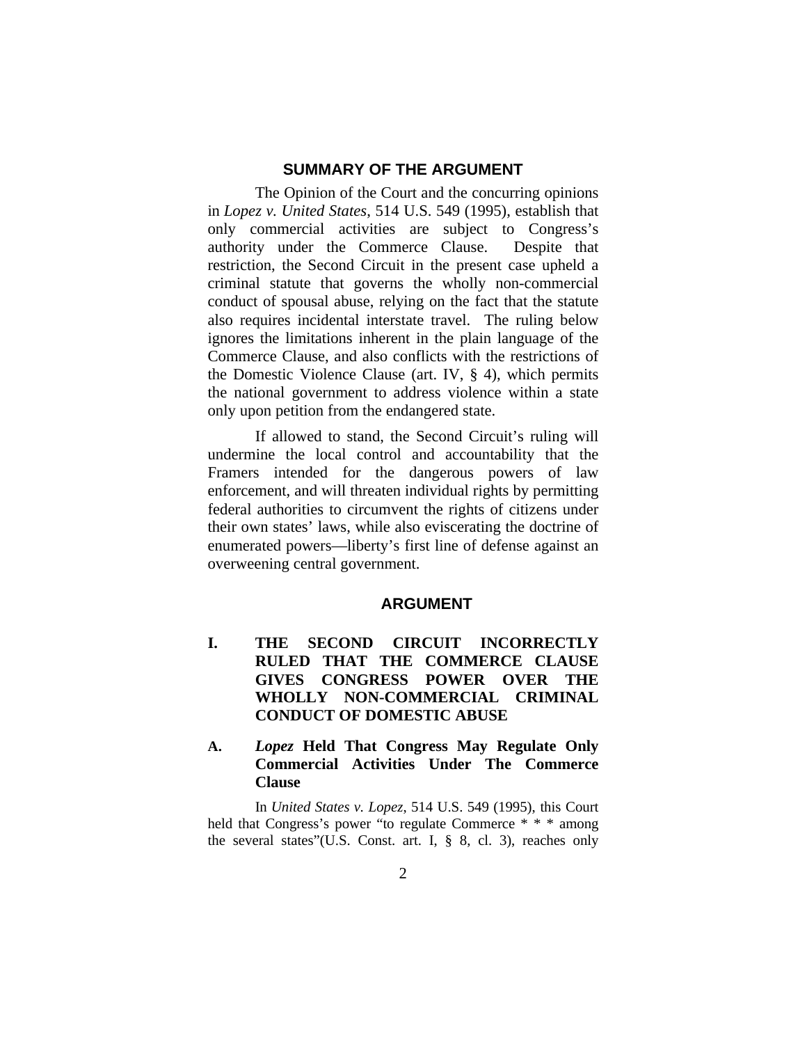## SUMMARY OF THE ARGUMENT

The Opinion of the Court and the concurring opinions in *Lopez v. United States*, 514 U.S. 549 (1995), establish that only commercial activities are subject to Congress's authority under the Commerce Clause. Despite that restriction, the Second Circuit in the present case upheld a criminal statute that governs the wholly non-commercial conduct of spousal abuse, relying on the fact that the statute also requires incidental interstate travel. The ruling below ignores the limitations inherent in the plain language of the Commerce Clause, and also conflicts with the restrictions of the Domestic Violence Clause (art. IV, § 4), which permits the national government to address violence within a state only upon petition from the endangered state.

If allowed to stand, the Second Circuit's ruling will undermine the local control and accountability that the Framers intended for the dangerous powers of law enforcement, and will threaten individual rights by permitting federal authorities to circumvent the rights of citizens under their own states' laws, while also eviscerating the doctrine of enumerated powers—liberty's first line of defense against an overweening central government.

## ARGUMENT

### I. THE SECOND CIRCUIT INCORRECTLY RULED THAT THE COMMERCE CLAUSE GIVES CONGRESS POWER OVER THE WHOLLY NON-COMMERCIAL CRIMINAL CONDUCT OF DOMESTIC ABUSE

### A. *Lopez* Held That Congress May Regulate Only Commercial Activities Under The Commerce Clause

In *United States v. Lopez*, 514 U.S. 549 (1995), this Court held that Congress's power "to regulate Commerce * * * among the several states"(U.S. Const. art. I, § 8, cl. 3), reaches only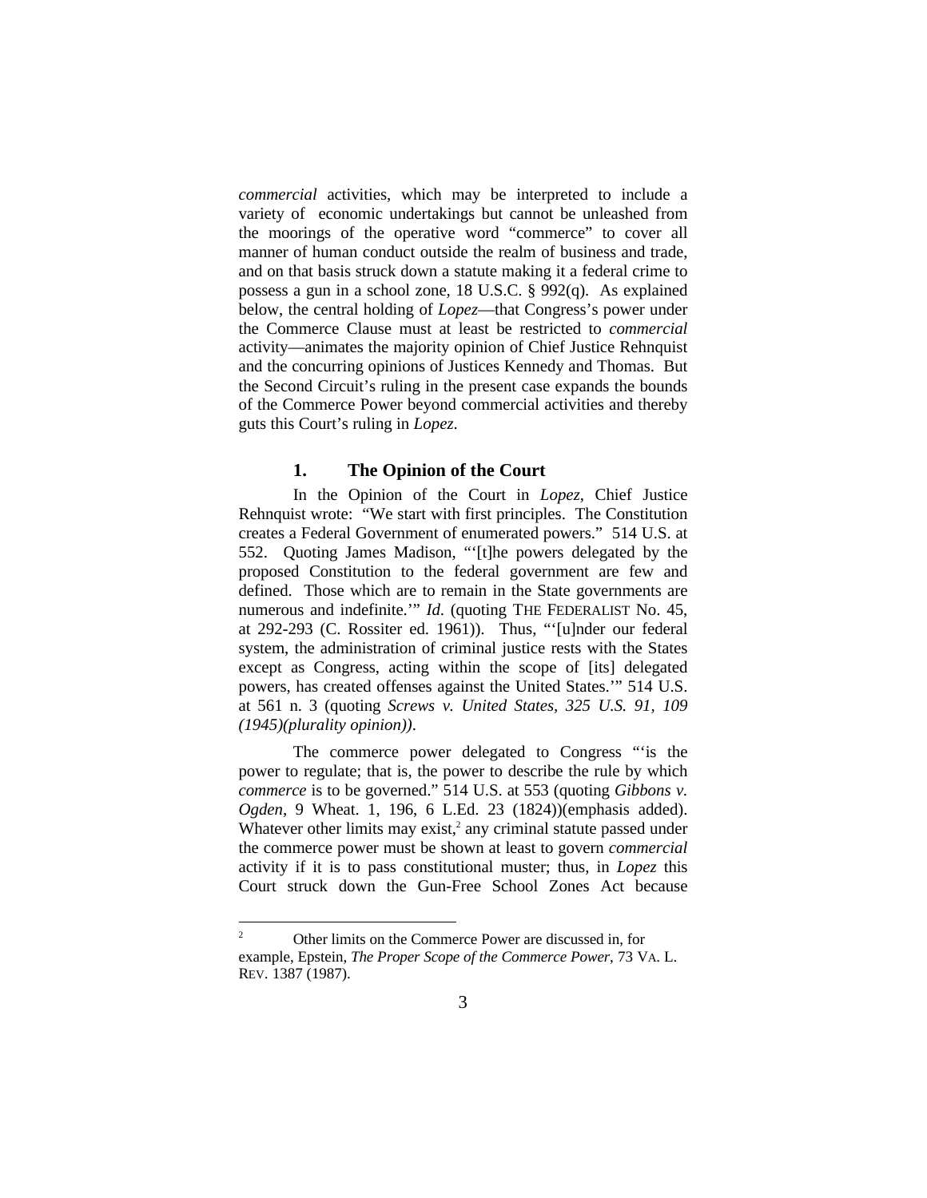*commercial* activities, which may be interpreted to include a variety of economic undertakings but cannot be unleashed from the moorings of the operative word "commerce" to cover all manner of human conduct outside the realm of business and trade, and on that basis struck down a statute making it a federal crime to possess a gun in a school zone, 18 U.S.C. § 992(q). As explained below, the central holding of *Lopez*—that Congress's power under the Commerce Clause must at least be restricted to *commercial* activity—animates the majority opinion of Chief Justice Rehnquist and the concurring opinions of Justices Kennedy and Thomas. But the Second Circuit's ruling in the present case expands the bounds of the Commerce Power beyond commercial activities and thereby guts this Court's ruling in *Lopez*.

### 1. The Opinion of the Court

In the Opinion of the Court in *Lopez*, Chief Justice Rehnquist wrote: "We start with first principles. The Constitution creates a Federal Government of enumerated powers." 514 U.S. at 552. Quoting James Madison, "'[t]he powers delegated by the proposed Constitution to the federal government are few and defined. Those which are to remain in the State governments are numerous and indefinite.'" *Id.* (quoting THE FEDERALIST No. 45, at 292-293 (C. Rossiter ed. 1961)). Thus, "'[u]nder our federal system, the administration of criminal justice rests with the States except as Congress, acting within the scope of [its] delegated powers, has created offenses against the United States.'" 514 U.S. at 561 n. 3 (quoting *Screws v. United States, 325 U.S. 91, 109 (1945)(plurality opinion))*.

The commerce power delegated to Congress "'is the power to regulate; that is, the power to describe the rule by which *commerce* is to be governed." 514 U.S. at 553 (quoting *Gibbons v. Ogden*, 9 Wheat. 1, 196, 6 L.Ed. 23 (1824))(emphasis added). Whatever other limits may exist,[2] any criminal statute passed under the commerce power must be shown at least to govern *commercial* activity if it is to pass constitutional muster; thus, in *Lopez* this Court struck down the Gun-Free School Zones Act because

[2] Other limits on the Commerce Power are discussed in, for example, Epstein, *The Proper Scope of the Commerce Power*, 73 VA. L. REV. 1387 (1987).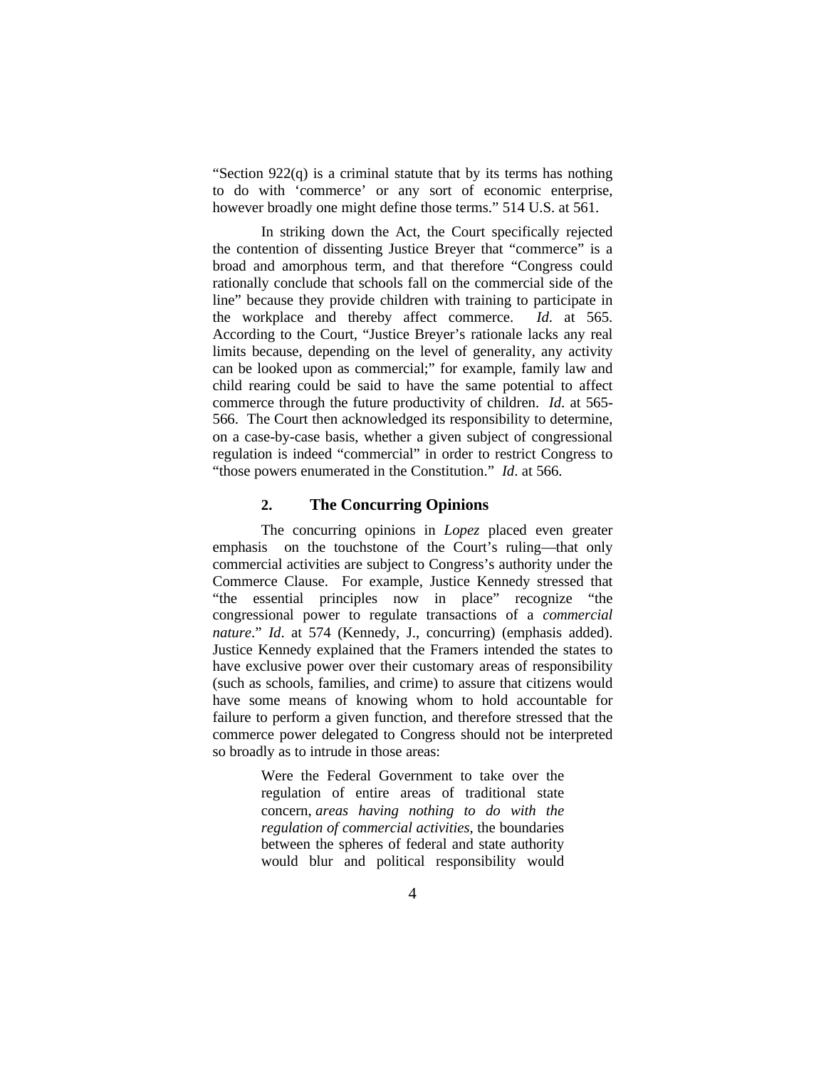"Section 922(q) is a criminal statute that by its terms has nothing to do with 'commerce' or any sort of economic enterprise, however broadly one might define those terms." 514 U.S. at 561.

In striking down the Act, the Court specifically rejected the contention of dissenting Justice Breyer that "commerce" is a broad and amorphous term, and that therefore "Congress could rationally conclude that schools fall on the commercial side of the line" because they provide children with training to participate in the workplace and thereby affect commerce. *Id*. at 565. According to the Court, "Justice Breyer's rationale lacks any real limits because, depending on the level of generality, any activity can be looked upon as commercial;" for example, family law and child rearing could be said to have the same potential to affect commerce through the future productivity of children. *Id*. at 565-566. The Court then acknowledged its responsibility to determine, on a case-by-case basis, whether a given subject of congressional regulation is indeed "commercial" in order to restrict Congress to "those powers enumerated in the Constitution." *Id*. at 566.

### 2. The Concurring Opinions

The concurring opinions in *Lopez* placed even greater emphasis on the touchstone of the Court's ruling—that only commercial activities are subject to Congress's authority under the Commerce Clause. For example, Justice Kennedy stressed that "the essential principles now in place" recognize "the congressional power to regulate transactions of a *commercial nature*." *Id*. at 574 (Kennedy, J., concurring) (emphasis added). Justice Kennedy explained that the Framers intended the states to have exclusive power over their customary areas of responsibility (such as schools, families, and crime) to assure that citizens would have some means of knowing whom to hold accountable for failure to perform a given function, and therefore stressed that the commerce power delegated to Congress should not be interpreted so broadly as to intrude in those areas:

> Were the Federal Government to take over the regulation of entire areas of traditional state concern, *areas having nothing to do with the regulation of commercial activities*, the boundaries between the spheres of federal and state authority would blur and political responsibility would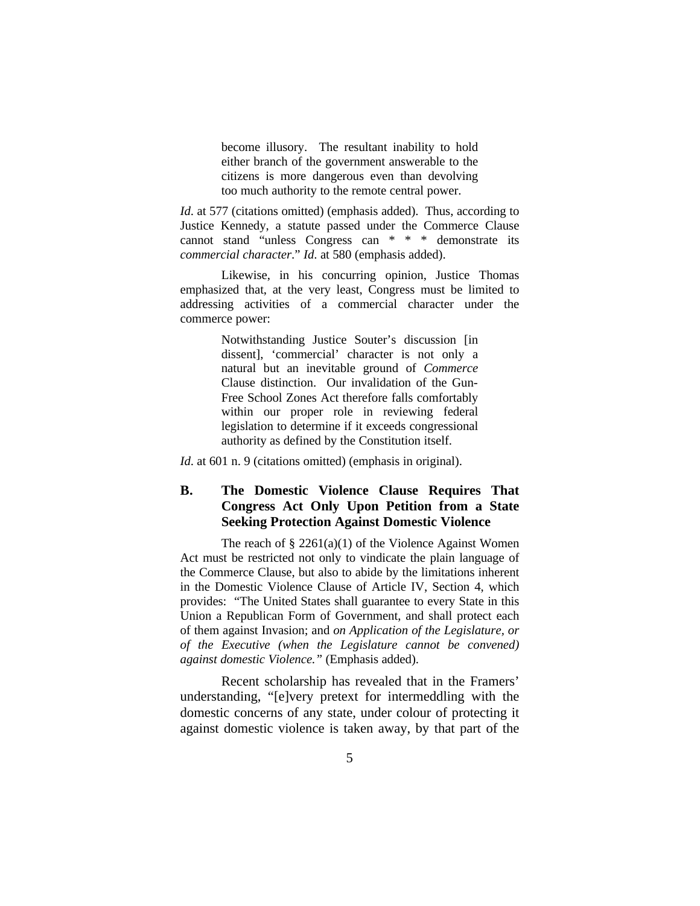> become illusory. The resultant inability to hold either branch of the government answerable to the citizens is more dangerous even than devolving too much authority to the remote central power.

*Id*. at 577 (citations omitted) (emphasis added). Thus, according to Justice Kennedy, a statute passed under the Commerce Clause cannot stand "unless Congress can * * * demonstrate its *commercial character*." *Id*. at 580 (emphasis added).

Likewise, in his concurring opinion, Justice Thomas emphasized that, at the very least, Congress must be limited to addressing activities of a commercial character under the commerce power:

> Notwithstanding Justice Souter's discussion [in dissent], 'commercial' character is not only a natural but an inevitable ground of *Commerce* Clause distinction. Our invalidation of the Gun-Free School Zones Act therefore falls comfortably within our proper role in reviewing federal legislation to determine if it exceeds congressional authority as defined by the Constitution itself.

*Id*. at 601 n. 9 (citations omitted) (emphasis in original).

## B. The Domestic Violence Clause Requires That Congress Act Only Upon Petition from a State Seeking Protection Against Domestic Violence

The reach of § 2261(a)(1) of the Violence Against Women Act must be restricted not only to vindicate the plain language of the Commerce Clause, but also to abide by the limitations inherent in the Domestic Violence Clause of Article IV, Section 4, which provides: "The United States shall guarantee to every State in this Union a Republican Form of Government, and shall protect each of them against Invasion; and *on Application of the Legislature, or of the Executive (when the Legislature cannot be convened) against domestic Violence.*" (Emphasis added).

Recent scholarship has revealed that in the Framers' understanding, "[e]very pretext for intermeddling with the domestic concerns of any state, under colour of protecting it against domestic violence is taken away, by that part of the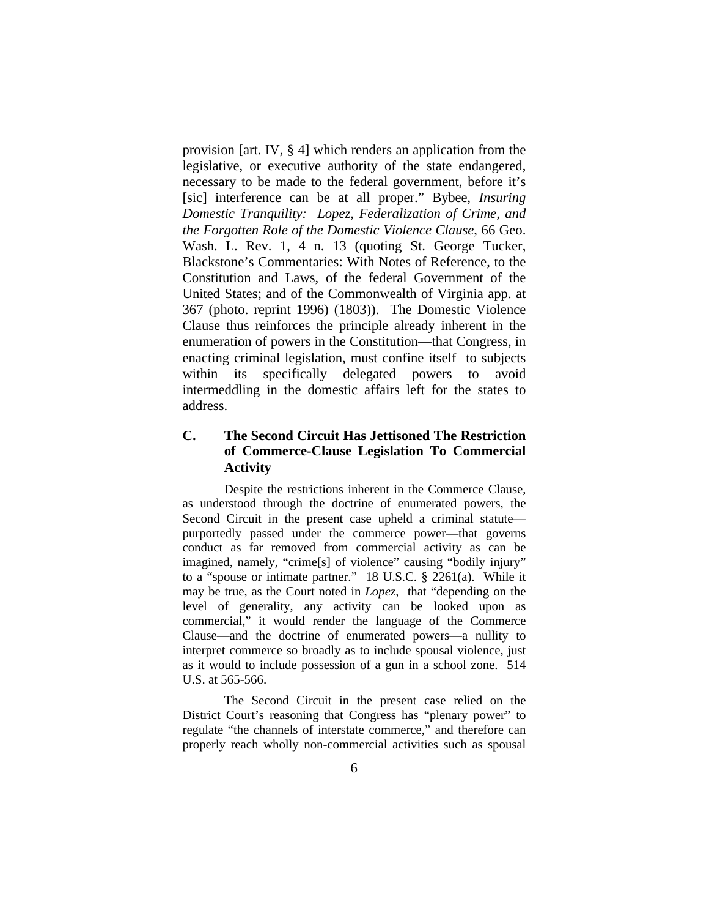provision [art. IV, § 4] which renders an application from the legislative, or executive authority of the state endangered, necessary to be made to the federal government, before it's [sic] interference can be at all proper." Bybee, *Insuring Domestic Tranquility: Lopez, Federalization of Crime, and the Forgotten Role of the Domestic Violence Clause,* 66 Geo. Wash. L. Rev. 1, 4 n. 13 (quoting St. George Tucker, Blackstone's Commentaries: With Notes of Reference, to the Constitution and Laws, of the federal Government of the United States; and of the Commonwealth of Virginia app. at 367 (photo. reprint 1996) (1803)). The Domestic Violence Clause thus reinforces the principle already inherent in the enumeration of powers in the Constitution—that Congress, in enacting criminal legislation, must confine itself to subjects within its specifically delegated powers to avoid intermeddling in the domestic affairs left for the states to address.

### C. The Second Circuit Has Jettisoned The Restriction of Commerce-Clause Legislation To Commercial Activity

Despite the restrictions inherent in the Commerce Clause, as understood through the doctrine of enumerated powers, the Second Circuit in the present case upheld a criminal statute—purportedly passed under the commerce power—that governs conduct as far removed from commercial activity as can be imagined, namely, "crime[s] of violence" causing "bodily injury" to a "spouse or intimate partner." 18 U.S.C. § 2261(a). While it may be true, as the Court noted in *Lopez,* that "depending on the level of generality, any activity can be looked upon as commercial," it would render the language of the Commerce Clause—and the doctrine of enumerated powers—a nullity to interpret commerce so broadly as to include spousal violence, just as it would to include possession of a gun in a school zone. 514 U.S. at 565-566.

The Second Circuit in the present case relied on the District Court's reasoning that Congress has "plenary power" to regulate "the channels of interstate commerce," and therefore can properly reach wholly non-commercial activities such as spousal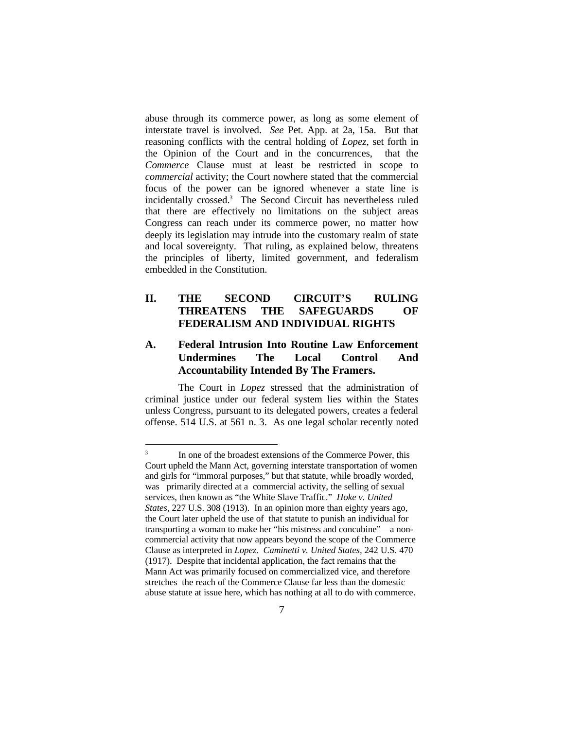abuse through its commerce power, as long as some element of interstate travel is involved. *See* Pet. App. at 2a, 15a. But that reasoning conflicts with the central holding of *Lopez*, set forth in the Opinion of the Court and in the concurrences, that the *Commerce* Clause must at least be restricted in scope to *commercial* activity; the Court nowhere stated that the commercial focus of the power can be ignored whenever a state line is incidentally crossed.[3] The Second Circuit has nevertheless ruled that there are effectively no limitations on the subject areas Congress can reach under its commerce power, no matter how deeply its legislation may intrude into the customary realm of state and local sovereignty. That ruling, as explained below, threatens the principles of liberty, limited government, and federalism embedded in the Constitution.

## II. THE SECOND CIRCUIT'S RULING THREATENS THE SAFEGUARDS OF FEDERALISM AND INDIVIDUAL RIGHTS

### A. Federal Intrusion Into Routine Law Enforcement Undermines The Local Control And Accountability Intended By The Framers.

The Court in *Lopez* stressed that the administration of criminal justice under our federal system lies within the States unless Congress, pursuant to its delegated powers, creates a federal offense. 514 U.S. at 561 n. 3. As one legal scholar recently noted

---

[3] In one of the broadest extensions of the Commerce Power, this Court upheld the Mann Act, governing interstate transportation of women and girls for "immoral purposes," but that statute, while broadly worded, was primarily directed at a commercial activity, the selling of sexual services, then known as "the White Slave Traffic." *Hoke v. United States*, 227 U.S. 308 (1913). In an opinion more than eighty years ago, the Court later upheld the use of that statute to punish an individual for transporting a woman to make her "his mistress and concubine"—a non-commercial activity that now appears beyond the scope of the Commerce Clause as interpreted in *Lopez. Caminetti v. United States,* 242 U.S. 470 (1917). Despite that incidental application, the fact remains that the Mann Act was primarily focused on commercialized vice, and therefore stretches the reach of the Commerce Clause far less than the domestic abuse statute at issue here, which has nothing at all to do with commerce.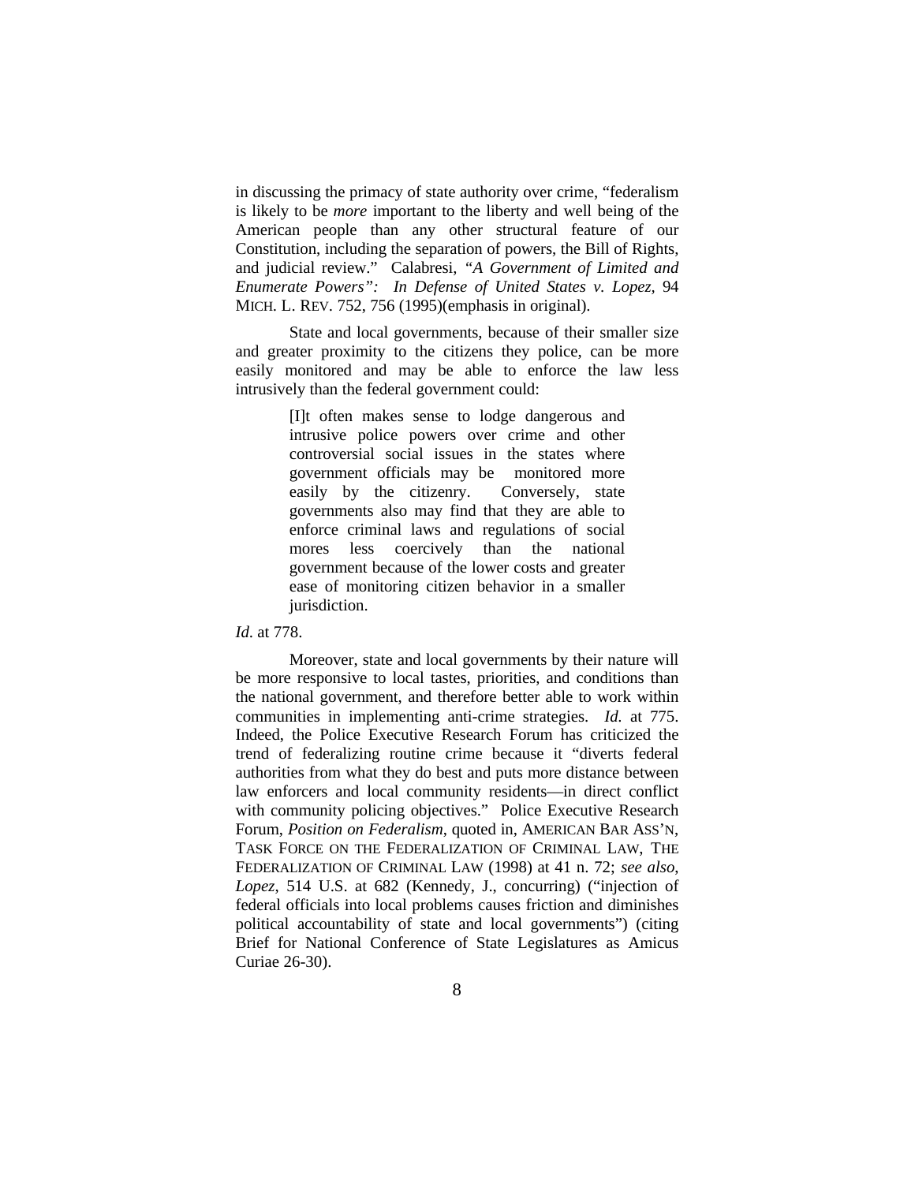in discussing the primacy of state authority over crime, "federalism is likely to be *more* important to the liberty and well being of the American people than any other structural feature of our Constitution, including the separation of powers, the Bill of Rights, and judicial review." Calabresi, *"A Government of Limited and Enumerate Powers": In Defense of United States v. Lopez,* 94 MICH. L. REV. 752, 756 (1995)(emphasis in original).

State and local governments, because of their smaller size and greater proximity to the citizens they police, can be more easily monitored and may be able to enforce the law less intrusively than the federal government could:

> [I]t often makes sense to lodge dangerous and intrusive police powers over crime and other controversial social issues in the states where government officials may be monitored more easily by the citizenry. Conversely, state governments also may find that they are able to enforce criminal laws and regulations of social mores less coercively than the national government because of the lower costs and greater ease of monitoring citizen behavior in a smaller jurisdiction.

*Id.* at 778.

Moreover, state and local governments by their nature will be more responsive to local tastes, priorities, and conditions than the national government, and therefore better able to work within communities in implementing anti-crime strategies. *Id.* at 775. Indeed, the Police Executive Research Forum has criticized the trend of federalizing routine crime because it "diverts federal authorities from what they do best and puts more distance between law enforcers and local community residents—in direct conflict with community policing objectives." Police Executive Research Forum, *Position on Federalism*, quoted in, AMERICAN BAR ASS'N, TASK FORCE ON THE FEDERALIZATION OF CRIMINAL LAW, THE FEDERALIZATION OF CRIMINAL LAW (1998) at 41 n. 72; *see also*, *Lopez*, 514 U.S. at 682 (Kennedy, J., concurring) ("injection of federal officials into local problems causes friction and diminishes political accountability of state and local governments") (citing Brief for National Conference of State Legislatures as Amicus Curiae 26-30).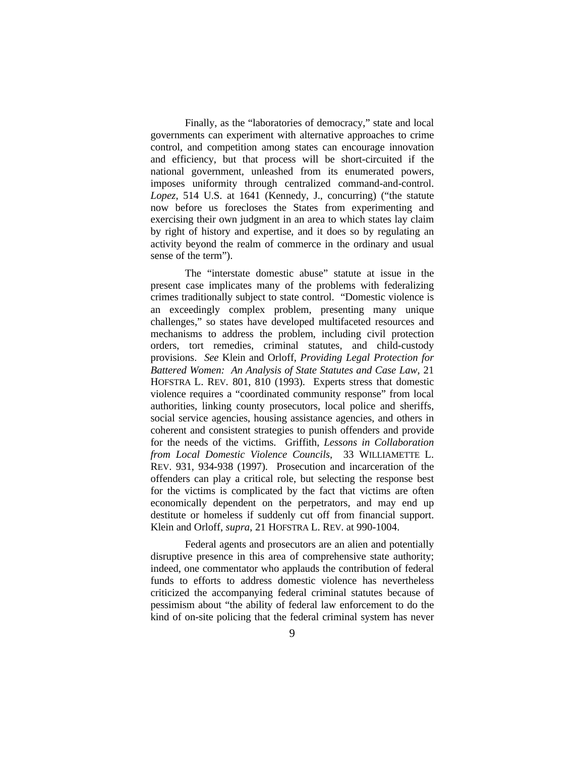Finally, as the "laboratories of democracy," state and local governments can experiment with alternative approaches to crime control, and competition among states can encourage innovation and efficiency, but that process will be short-circuited if the national government, unleashed from its enumerated powers, imposes uniformity through centralized command-and-control. *Lopez*, 514 U.S. at 1641 (Kennedy, J., concurring) ("the statute now before us forecloses the States from experimenting and exercising their own judgment in an area to which states lay claim by right of history and expertise, and it does so by regulating an activity beyond the realm of commerce in the ordinary and usual sense of the term").

The "interstate domestic abuse" statute at issue in the present case implicates many of the problems with federalizing crimes traditionally subject to state control. "Domestic violence is an exceedingly complex problem, presenting many unique challenges," so states have developed multifaceted resources and mechanisms to address the problem, including civil protection orders, tort remedies, criminal statutes, and child-custody provisions. *See* Klein and Orloff, *Providing Legal Protection for Battered Women: An Analysis of State Statutes and Case Law*, 21 HOFSTRA L. REV. 801, 810 (1993). Experts stress that domestic violence requires a "coordinated community response" from local authorities, linking county prosecutors, local police and sheriffs, social service agencies, housing assistance agencies, and others in coherent and consistent strategies to punish offenders and provide for the needs of the victims. Griffith, *Lessons in Collaboration from Local Domestic Violence Councils*, 33 WILLIAMETTE L. REV. 931, 934-938 (1997). Prosecution and incarceration of the offenders can play a critical role, but selecting the response best for the victims is complicated by the fact that victims are often economically dependent on the perpetrators, and may end up destitute or homeless if suddenly cut off from financial support. Klein and Orloff, *supra*, 21 HOFSTRA L. REV. at 990-1004.

Federal agents and prosecutors are an alien and potentially disruptive presence in this area of comprehensive state authority; indeed, one commentator who applauds the contribution of federal funds to efforts to address domestic violence has nevertheless criticized the accompanying federal criminal statutes because of pessimism about "the ability of federal law enforcement to do the kind of on-site policing that the federal criminal system has never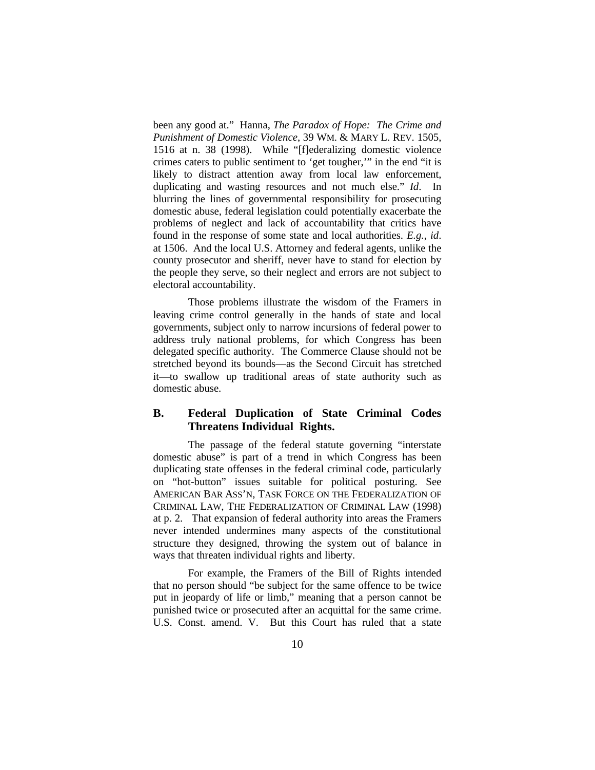been any good at." Hanna, *The Paradox of Hope: The Crime and Punishment of Domestic Violence*, 39 WM. & MARY L. REV. 1505, 1516 at n. 38 (1998). While "[f]ederalizing domestic violence crimes caters to public sentiment to 'get tougher,'" in the end "it is likely to distract attention away from local law enforcement, duplicating and wasting resources and not much else." *Id*. In blurring the lines of governmental responsibility for prosecuting domestic abuse, federal legislation could potentially exacerbate the problems of neglect and lack of accountability that critics have found in the response of some state and local authorities. *E.g.*, *id*. at 1506. And the local U.S. Attorney and federal agents, unlike the county prosecutor and sheriff, never have to stand for election by the people they serve, so their neglect and errors are not subject to electoral accountability.

Those problems illustrate the wisdom of the Framers in leaving crime control generally in the hands of state and local governments, subject only to narrow incursions of federal power to address truly national problems, for which Congress has been delegated specific authority. The Commerce Clause should not be stretched beyond its bounds—as the Second Circuit has stretched it—to swallow up traditional areas of state authority such as domestic abuse.

## B. Federal Duplication of State Criminal Codes Threatens Individual Rights.

The passage of the federal statute governing "interstate domestic abuse" is part of a trend in which Congress has been duplicating state offenses in the federal criminal code, particularly on "hot-button" issues suitable for political posturing. See AMERICAN BAR ASS'N, TASK FORCE ON THE FEDERALIZATION OF CRIMINAL LAW, THE FEDERALIZATION OF CRIMINAL LAW (1998) at p. 2. That expansion of federal authority into areas the Framers never intended undermines many aspects of the constitutional structure they designed, throwing the system out of balance in ways that threaten individual rights and liberty.

For example, the Framers of the Bill of Rights intended that no person should "be subject for the same offence to be twice put in jeopardy of life or limb," meaning that a person cannot be punished twice or prosecuted after an acquittal for the same crime. U.S. Const. amend. V. But this Court has ruled that a state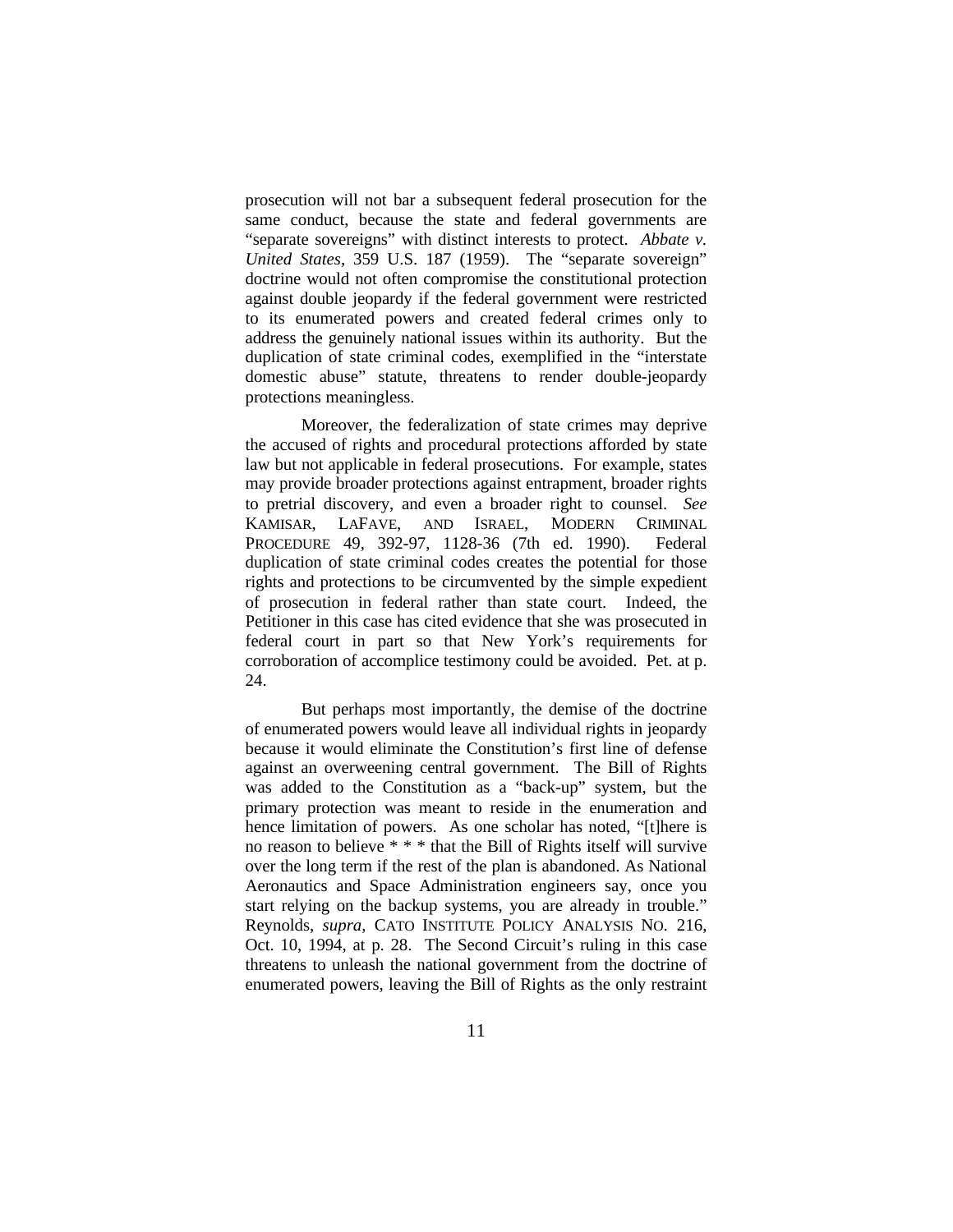prosecution will not bar a subsequent federal prosecution for the same conduct, because the state and federal governments are "separate sovereigns" with distinct interests to protect. *Abbate v. United States*, 359 U.S. 187 (1959). The "separate sovereign" doctrine would not often compromise the constitutional protection against double jeopardy if the federal government were restricted to its enumerated powers and created federal crimes only to address the genuinely national issues within its authority. But the duplication of state criminal codes, exemplified in the "interstate domestic abuse" statute, threatens to render double-jeopardy protections meaningless.

Moreover, the federalization of state crimes may deprive the accused of rights and procedural protections afforded by state law but not applicable in federal prosecutions. For example, states may provide broader protections against entrapment, broader rights to pretrial discovery, and even a broader right to counsel. *See* KAMISAR, LAFAVE, AND ISRAEL, MODERN CRIMINAL PROCEDURE 49, 392-97, 1128-36 (7th ed. 1990). Federal duplication of state criminal codes creates the potential for those rights and protections to be circumvented by the simple expedient of prosecution in federal rather than state court. Indeed, the Petitioner in this case has cited evidence that she was prosecuted in federal court in part so that New York's requirements for corroboration of accomplice testimony could be avoided. Pet. at p. 24.

But perhaps most importantly, the demise of the doctrine of enumerated powers would leave all individual rights in jeopardy because it would eliminate the Constitution's first line of defense against an overweening central government. The Bill of Rights was added to the Constitution as a "back-up" system, but the primary protection was meant to reside in the enumeration and hence limitation of powers. As one scholar has noted, "[t]here is no reason to believe * * * that the Bill of Rights itself will survive over the long term if the rest of the plan is abandoned. As National Aeronautics and Space Administration engineers say, once you start relying on the backup systems, you are already in trouble." Reynolds, *supra*, CATO INSTITUTE POLICY ANALYSIS NO. 216, Oct. 10, 1994, at p. 28. The Second Circuit's ruling in this case threatens to unleash the national government from the doctrine of enumerated powers, leaving the Bill of Rights as the only restraint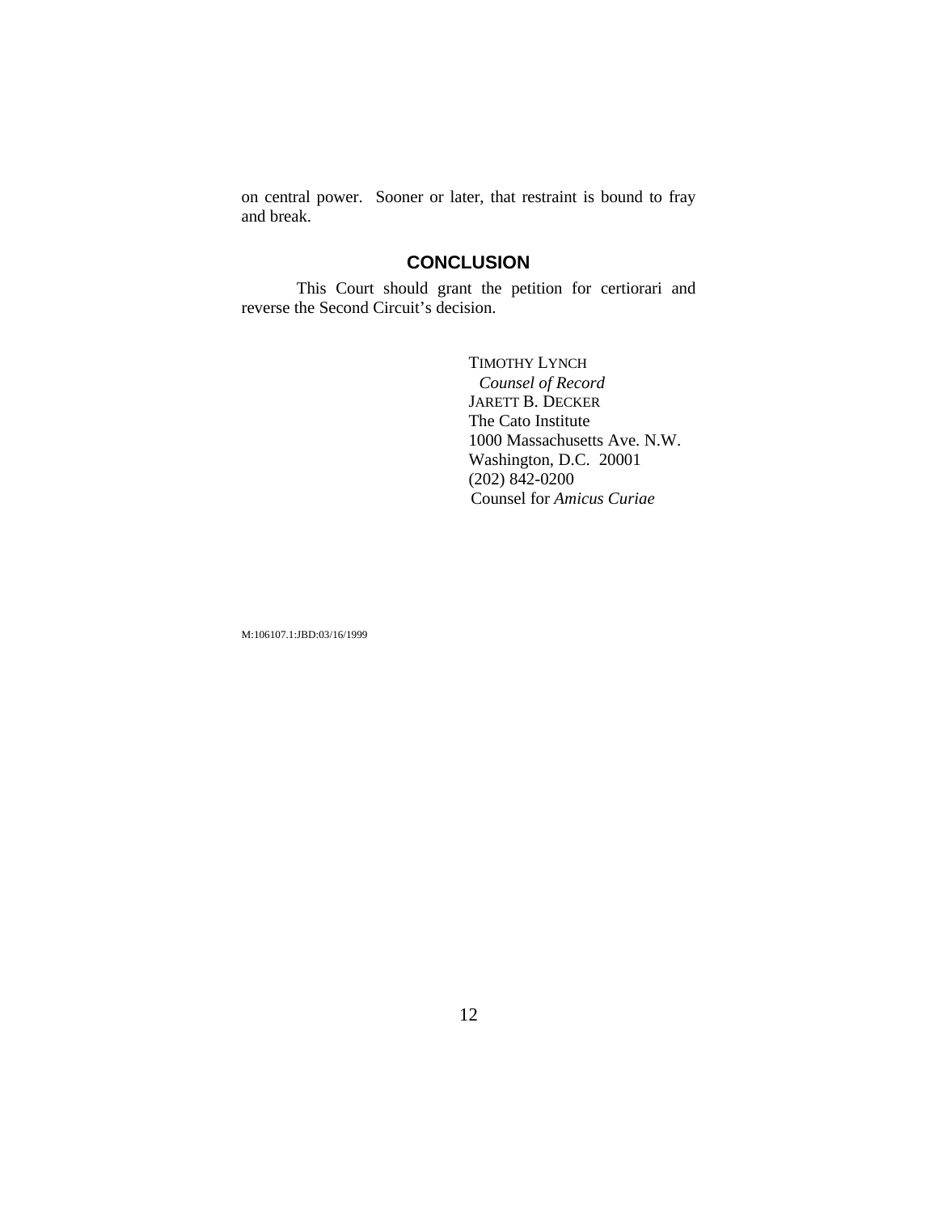on central power. Sooner or later, that restraint is bound to fray and break.

## CONCLUSION

This Court should grant the petition for certiorari and reverse the Second Circuit's decision.

TIMOTHY LYNCH
*Counsel of Record*
JARETT B. DECKER
The Cato Institute
1000 Massachusetts Ave. N.W.
Washington, D.C. 20001
(202) 842-0200
Counsel for *Amicus Curiae*

M:106107.1:JBD:03/16/1999